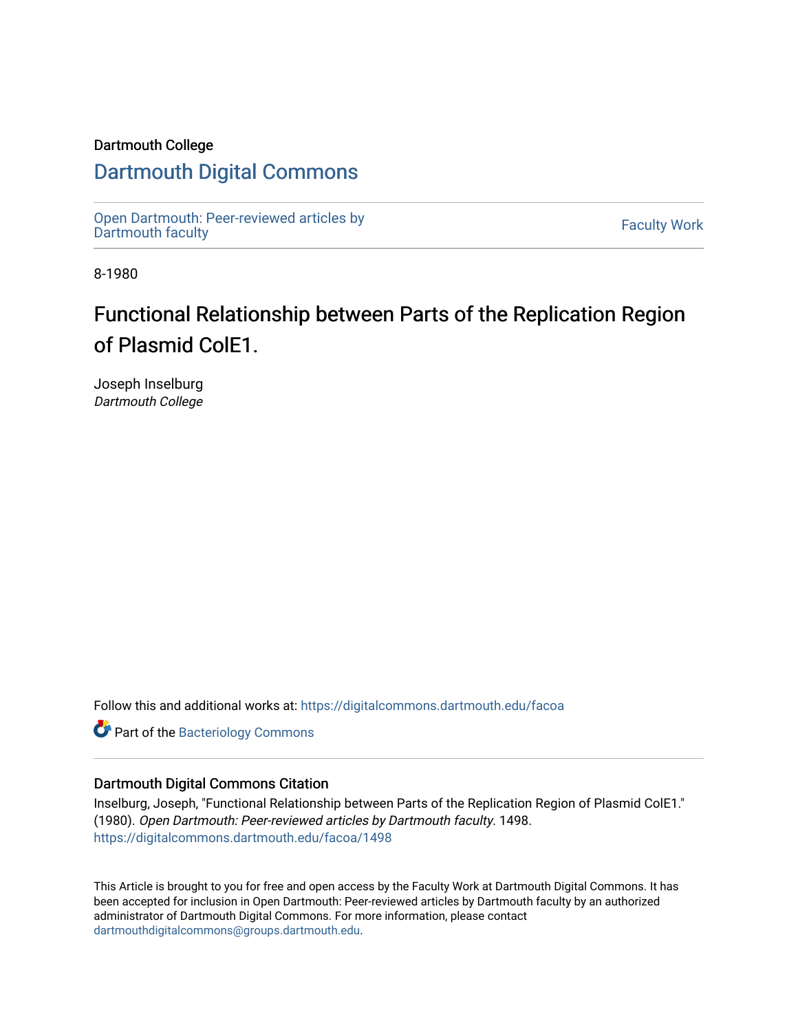Dartmouth College

# Dartmouth Digital Commons

Open Dartmouth: Peer-reviewed articles by Dartmouth faculty | Faculty Work

8-1980

# Functional Relationship between Parts of the Replication Region of Plasmid ColE1.

Joseph Inselburg
*Dartmouth College*

Follow this and additional works at: https://digitalcommons.dartmouth.edu/facoa

Part of the Bacteriology Commons

## Dartmouth Digital Commons Citation

Inselburg, Joseph, "Functional Relationship between Parts of the Replication Region of Plasmid ColE1." (1980). *Open Dartmouth: Peer-reviewed articles by Dartmouth faculty*. 1498.
https://digitalcommons.dartmouth.edu/facoa/1498

This Article is brought to you for free and open access by the Faculty Work at Dartmouth Digital Commons. It has been accepted for inclusion in Open Dartmouth: Peer-reviewed articles by Dartmouth faculty by an authorized administrator of Dartmouth Digital Commons. For more information, please contact dartmouthdigitalcommons@groups.dartmouth.edu.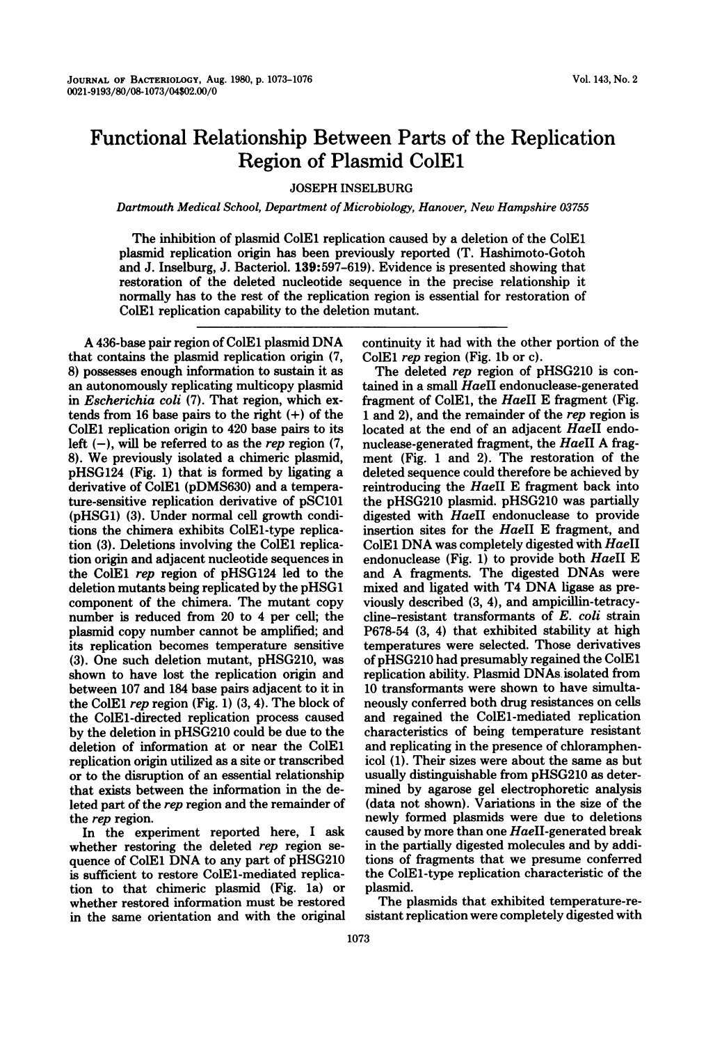# Functional Relationship Between Parts of the Replication Region of Plasmid ColE1

JOSEPH INSELBURG

*Dartmouth Medical School, Department of Microbiology, Hanover, New Hampshire 03755*

The inhibition of plasmid ColE1 replication caused by a deletion of the ColE1 plasmid replication origin has been previously reported (T. Hashimoto-Gotoh and J. Inselburg, J. Bacteriol. 139:597–619). Evidence is presented showing that restoration of the deleted nucleotide sequence in the precise relationship it normally has to the rest of the replication region is essential for restoration of ColE1 replication capability to the deletion mutant.

A 436-base pair region of ColE1 plasmid DNA that contains the plasmid replication origin (7, 8) possesses enough information to sustain it as an autonomously replicating multicopy plasmid in *Escherichia coli* (7). That region, which extends from 16 base pairs to the right (+) of the ColE1 replication origin to 420 base pairs to its left (−), will be referred to as the *rep* region (7, 8). We previously isolated a chimeric plasmid, pHSG124 (Fig. 1) that is formed by ligating a derivative of ColE1 (pDMS630) and a temperature-sensitive replication derivative of pSC101 (pHSG1) (3). Under normal cell growth conditions the chimera exhibits ColE1-type replication (3). Deletions involving the ColE1 replication origin and adjacent nucleotide sequences in the ColE1 *rep* region of pHSG124 led to the deletion mutants being replicated by the pHSG1 component of the chimera. The mutant copy number is reduced from 20 to 4 per cell; the plasmid copy number cannot be amplified; and its replication becomes temperature sensitive (3). One such deletion mutant, pHSG210, was shown to have lost the replication origin and between 107 and 184 base pairs adjacent to it in the ColE1 *rep* region (Fig. 1) (3, 4). The block of the ColE1-directed replication process caused by the deletion in pHSG210 could be due to the deletion of information at or near the ColE1 replication origin utilized as a site or transcribed or to the disruption of an essential relationship that exists between the information in the deleted part of the *rep* region and the remainder of the *rep* region.

In the experiment reported here, I ask whether restoring the deleted *rep* region sequence of ColE1 DNA to any part of pHSG210 is sufficient to restore ColE1-mediated replication to that chimeric plasmid (Fig. 1a) or whether restored information must be restored in the same orientation and with the original continuity it had with the other portion of the ColE1 *rep* region (Fig. 1b or c).

The deleted *rep* region of pHSG210 is contained in a small *Hae*II endonuclease-generated fragment of ColE1, the *Hae*II E fragment (Fig. 1 and 2), and the remainder of the *rep* region is located at the end of an adjacent *Hae*II endonuclease-generated fragment, the *Hae*II A fragment (Fig. 1 and 2). The restoration of the deleted sequence could therefore be achieved by reintroducing the *Hae*II E fragment back into the pHSG210 plasmid. pHSG210 was partially digested with *Hae*II endonuclease to provide insertion sites for the *Hae*II E fragment, and ColE1 DNA was completely digested with *Hae*II endonuclease (Fig. 1) to provide both *Hae*II E and A fragments. The digested DNAs were mixed and ligated with T4 DNA ligase as previously described (3, 4), and ampicillin-tetracycline–resistant transformants of *E. coli* strain P678-54 (3, 4) that exhibited stability at high temperatures were selected. Those derivatives of pHSG210 had presumably regained the ColE1 replication ability. Plasmid DNAs isolated from 10 transformants were shown to have simultaneously conferred both drug resistances on cells and regained the ColE1-mediated replication characteristics of being temperature resistant and replicating in the presence of chloramphenicol (1). Their sizes were about the same as but usually distinguishable from pHSG210 as determined by agarose gel electrophoretic analysis (data not shown). Variations in the size of the newly formed plasmids were due to deletions caused by more than one *Hae*II-generated break in the partially digested molecules and by additions of fragments that we presume conferred the ColE1-type replication characteristic of the plasmid.

The plasmids that exhibited temperature-resistant replication were completely digested with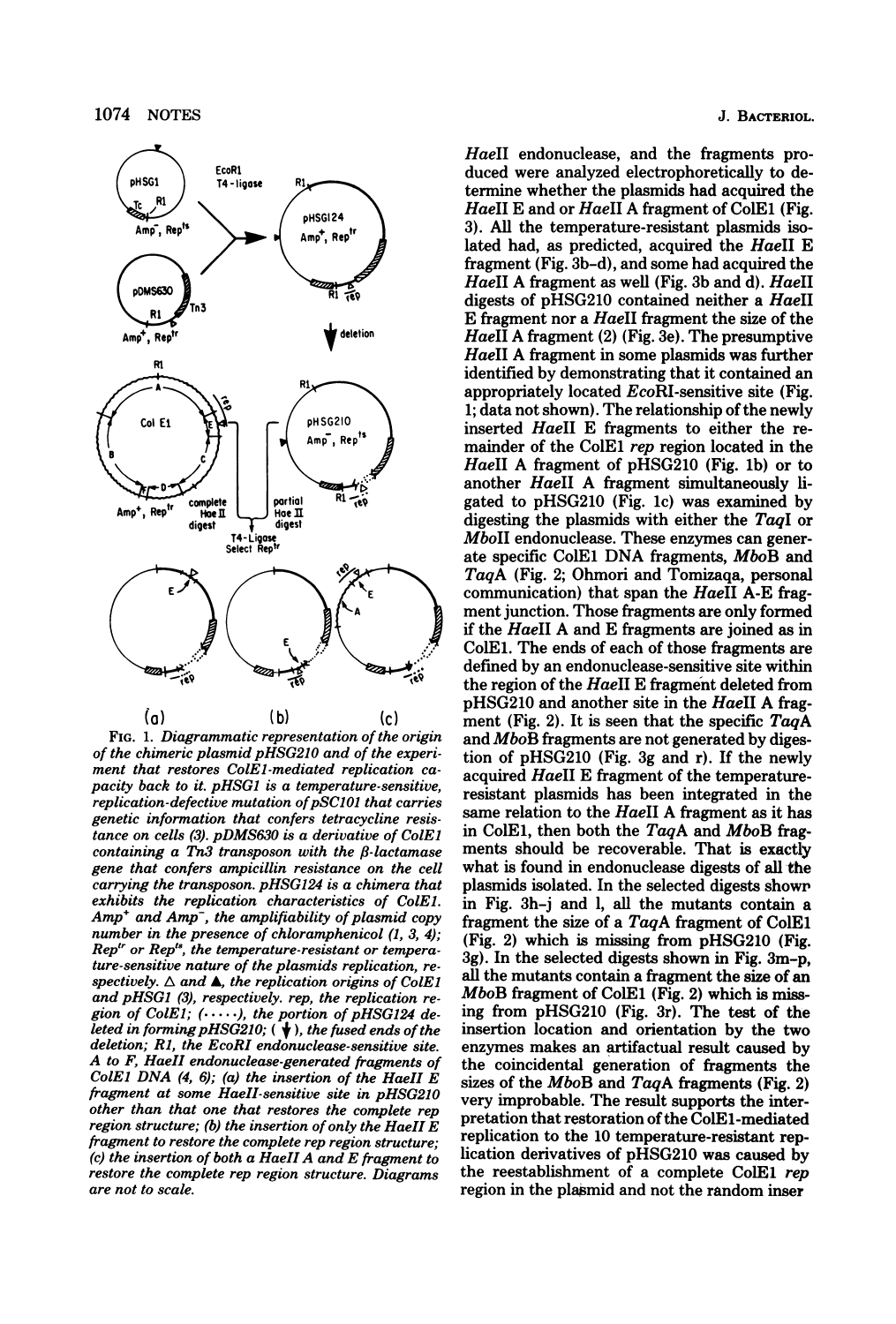FIG. 1. *Diagrammatic representation of the origin of the chimeric plasmid pHSG210 and of the experiment that restores ColE1-mediated replication capacity back to it. pHSG1 is a temperature-sensitive, replication-defective mutation of pSC101 that carries genetic information that confers tetracycline resistance on cells (3). pDMS630 is a derivative of ColE1 containing a Tn3 transposon with the β-lactamase gene that confers ampicillin resistance on the cell carrying the transposon. pHSG124 is a chimera that exhibits the replication characteristics of ColE1. Amp⁺ and Amp⁻, the amplifiability of plasmid copy number in the presence of chloramphenicol (1, 3, 4); Rep$^{tr}$ or Rep$^{ts}$, the temperature-resistant or temperature-sensitive nature of the plasmids replication, respectively. △ and ▲, the replication origins of ColE1 and pHSG1 (3), respectively. rep, the replication region of ColE1; (·····), the portion of pHSG124 deleted in forming pHSG210; (↓), the fused ends of the deletion; R1, the EcoRI endonuclease-sensitive site. A to F, HaeII endonuclease-generated fragments of ColE1 DNA (4, 6); (a) the insertion of the HaeII E fragment at some HaeII-sensitive site in pHSG210 other than that one that restores the complete rep region structure; (b) the insertion of only the HaeII E fragment to restore the complete rep region structure; (c) the insertion of both a HaeII A and E fragment to restore the complete rep region structure. Diagrams are not to scale.*

*HaeII* endonuclease, and the fragments produced were analyzed electrophoretically to determine whether the plasmids had acquired the *HaeII* E and or *HaeII* A fragment of ColE1 (Fig. 3). All the temperature-resistant plasmids isolated had, as predicted, acquired the *HaeII* E fragment (Fig. 3b-d), and some had acquired the *HaeII* A fragment as well (Fig. 3b and d). *HaeII* digests of pHSG210 contained neither a *HaeII* E fragment nor a *HaeII* fragment the size of the *HaeII* A fragment (2) (Fig. 3e). The presumptive *HaeII* A fragment in some plasmids was further identified by demonstrating that it contained an appropriately located *EcoRI*-sensitive site (Fig. 1; data not shown). The relationship of the newly inserted *HaeII* E fragments to either the remainder of the ColE1 *rep* region located in the *HaeII* A fragment of pHSG210 (Fig. 1b) or to another *HaeII* A fragment simultaneously ligated to pHSG210 (Fig. 1c) was examined by digesting the plasmids with either the *TaqI* or *MboII* endonuclease. These enzymes can generate specific ColE1 DNA fragments, *MboB* and *TaqA* (Fig. 2; Ohmori and Tomizaqa, personal communication) that span the *HaeII* A-E fragment junction. Those fragments are only formed if the *HaeII* A and E fragments are joined as in ColE1. The ends of each of those fragments are defined by an endonuclease-sensitive site within the region of the *HaeII* E fragment deleted from pHSG210 and another site in the *HaeII* A fragment (Fig. 2). It is seen that the specific *TaqA* and *MboB* fragments are not generated by digestion of pHSG210 (Fig. 3g and r). If the newly acquired *HaeII* E fragment of the temperature-resistant plasmids has been integrated in the same relation to the *HaeII* A fragment as it has in ColE1, then both the *TaqA* and *MboB* fragments should be recoverable. That is exactly what is found in endonuclease digests of all the plasmids isolated. In the selected digests shown in Fig. 3h-j and l, all the mutants contain a fragment the size of a *TaqA* fragment of ColE1 (Fig. 2) which is missing from pHSG210 (Fig. 3g). In the selected digests shown in Fig. 3m-p, all the mutants contain a fragment the size of an *MboB* fragment of ColE1 (Fig. 2) which is missing from pHSG210 (Fig. 3r). The test of the insertion location and orientation by the two enzymes makes an artifactual result caused by the coincidental generation of fragments the sizes of the *MboB* and *TaqA* fragments (Fig. 2) very improbable. The result supports the interpretation that restoration of the ColE1-mediated replication to the 10 temperature-resistant replication derivatives of pHSG210 was caused by the reestablishment of a complete ColE1 *rep* region in the plasmid and not the random inser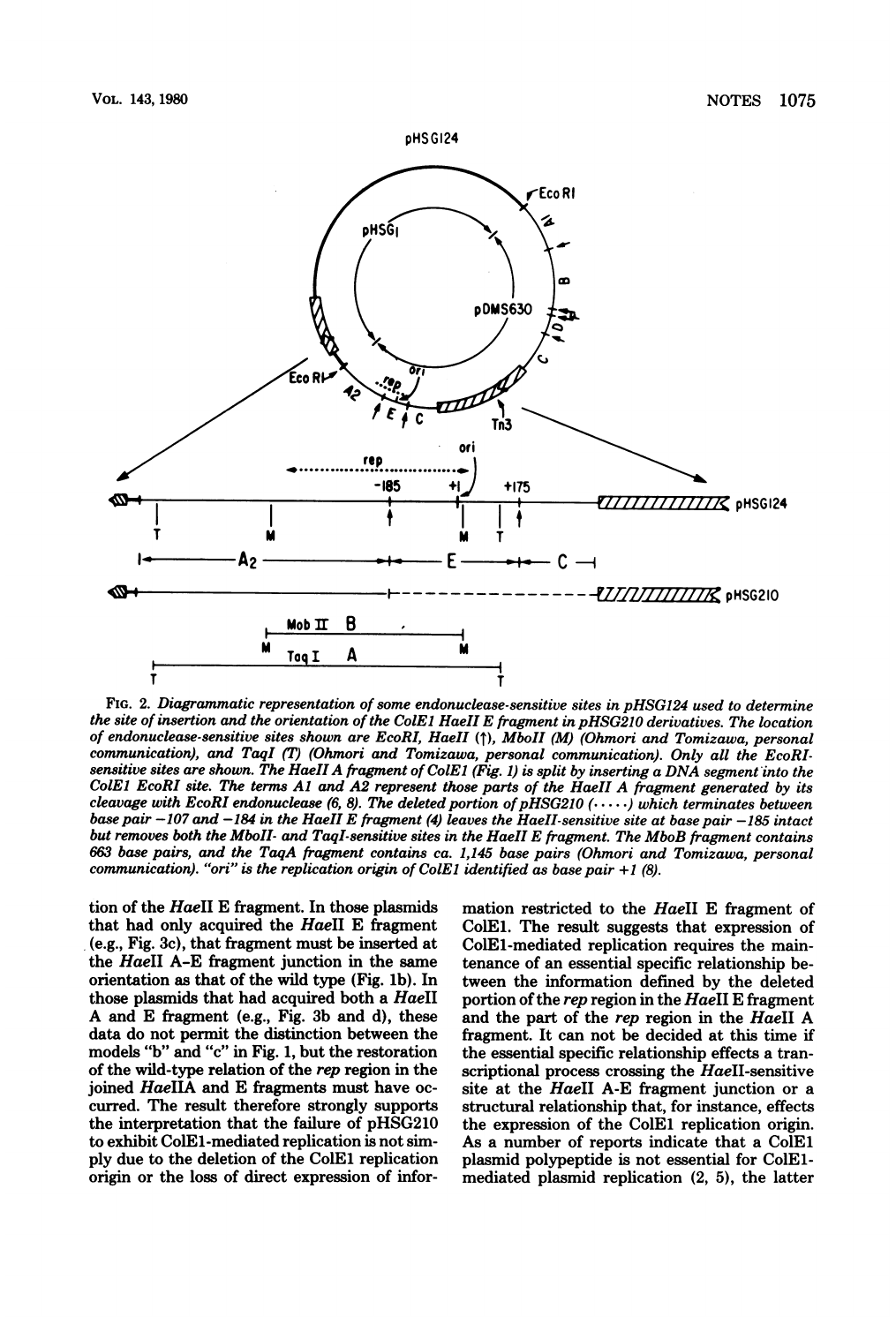FIG. 2. *Diagrammatic representation of some endonuclease-sensitive sites in pHSG124 used to determine the site of insertion and the orientation of the ColE1 HaeII E fragment in pHSG210 derivatives. The location of endonuclease-sensitive sites shown are EcoRI, HaeII (↑), MboII (M) (Ohmori and Tomizawa, personal communication), and TaqI (T) (Ohmori and Tomizawa, personal communication). Only all the EcoRI-sensitive sites are shown. The HaeII A fragment of ColE1 (Fig. 1) is split by inserting a DNA segment into the ColE1 EcoRI site. The terms A1 and A2 represent those parts of the HaeII A fragment generated by its cleavage with EcoRI endonuclease (6, 8). The deleted portion of pHSG210 (·····) which terminates between base pair −107 and −184 in the HaeII E fragment (4) leaves the HaeII-sensitive site at base pair −185 intact but removes both the MboII- and TaqI-sensitive sites in the HaeII E fragment. The MboB fragment contains 663 base pairs, and the TaqA fragment contains ca. 1,145 base pairs (Ohmori and Tomizawa, personal communication). "ori" is the replication origin of ColE1 identified as base pair +1 (8).*

tion of the *Hae*II E fragment. In those plasmids that had only acquired the *Hae*II E fragment (e.g., Fig. 3c), that fragment must be inserted at the *Hae*II A-E fragment junction in the same orientation as that of the wild type (Fig. 1b). In those plasmids that had acquired both a *Hae*II A and E fragment (e.g., Fig. 3b and d), these data do not permit the distinction between the models "b" and "c" in Fig. 1, but the restoration of the wild-type relation of the *rep* region in the joined *Hae*IIA and E fragments must have occurred. The result therefore strongly supports the interpretation that the failure of pHSG210 to exhibit ColE1-mediated replication is not simply due to the deletion of the ColE1 replication origin or the loss of direct expression of information restricted to the *Hae*II E fragment of ColE1. The result suggests that expression of ColE1-mediated replication requires the maintenance of an essential specific relationship between the information defined by the deleted portion of the *rep* region in the *Hae*II E fragment and the part of the *rep* region in the *Hae*II A fragment. It can not be decided at this time if the essential specific relationship effects a transcriptional process crossing the *Hae*II-sensitive site at the *Hae*II A-E fragment junction or a structural relationship that, for instance, effects the expression of the ColE1 replication origin. As a number of reports indicate that a ColE1 plasmid polypeptide is not essential for ColE1-mediated plasmid replication (2, 5), the latter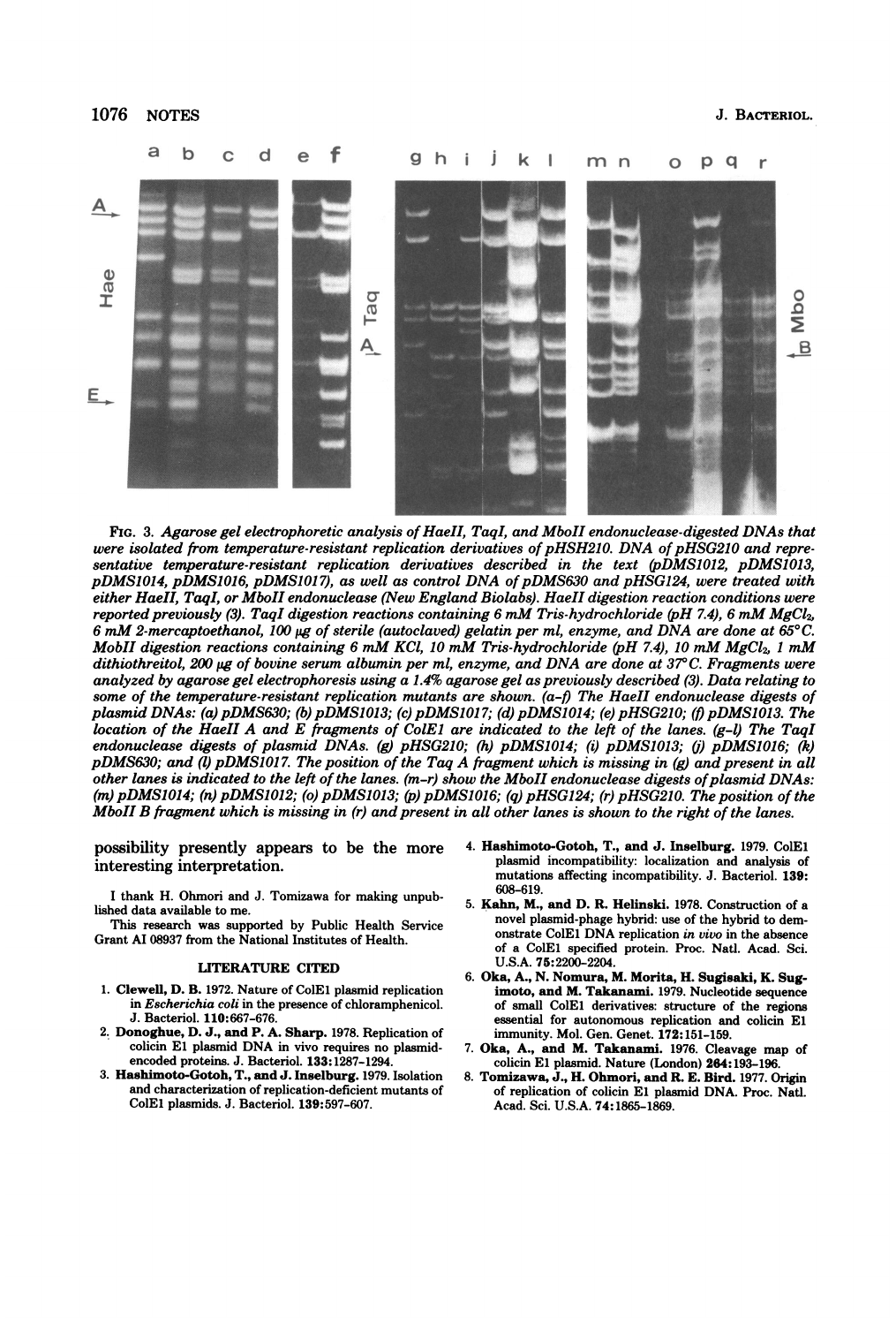a b c d e f g h i j k l m n o p q r

A

Hae

E

Taq

A

Mbo

B

FIG. 3. *Agarose gel electrophoretic analysis of HaeII, TaqI, and MboII endonuclease-digested DNAs that were isolated from temperature-resistant replication derivatives of pHSH210. DNA of pHSG210 and representative temperature-resistant replication derivatives described in the text (pDMS1012, pDMS1013, pDMS1014, pDMS1016, pDMS1017), as well as control DNA of pDMS630 and pHSG124, were treated with either HaeII, TaqI, or MboII endonuclease (New England Biolabs). HaeII digestion reaction conditions were reported previously (3). TaqI digestion reactions containing 6 mM Tris-hydrochloride (pH 7.4), 6 mM $MgCl_2$, 6 mM 2-mercaptoethanol, 100 μg of sterile (autoclaved) gelatin per ml, enzyme, and DNA are done at 65°C. MobII digestion reactions containing 6 mM KCl, 10 mM Tris-hydrochloride (pH 7.4), 10 mM $MgCl_2$, 1 mM dithiothreitol, 200 μg of bovine serum albumin per ml, enzyme, and DNA are done at 37°C. Fragments were analyzed by agarose gel electrophoresis using a 1.4% agarose gel as previously described (3). Data relating to some of the temperature-resistant replication mutants are shown. (a–f) The HaeII endonuclease digests of plasmid DNAs: (a) pDMS630; (b) pDMS1013; (c) pDMS1017; (d) pDMS1014; (e) pHSG210; (f) pDMS1013. The location of the HaeII A and E fragments of ColE1 are indicated to the left of the lanes. (g–l) The TaqI endonuclease digests of plasmid DNAs. (g) pHSG210; (h) pDMS1014; (i) pDMS1013; (j) pDMS1016; (k) pDMS630; and (l) pDMS1017. The position of the Taq A fragment which is missing in (g) and present in all other lanes is indicated to the left of the lanes. (m–r) show the MboII endonuclease digests of plasmid DNAs: (m) pDMS1014; (n) pDMS1012; (o) pDMS1013; (p) pDMS1016; (q) pHSG124; (r) pHSG210. The position of the MboII B fragment which is missing in (r) and present in all other lanes is shown to the right of the lanes.*

possibility presently appears to be the more interesting interpretation.

I thank H. Ohmori and J. Tomizawa for making unpublished data available to me.

This research was supported by Public Health Service Grant AI 08937 from the National Institutes of Health.

## LITERATURE CITED

1. **Clewell, D. B.** 1972. Nature of ColE1 plasmid replication in *Escherichia coli* in the presence of chloramphenicol. J. Bacteriol. **110**:667–676.
2. **Donoghue, D. J., and P. A. Sharp.** 1978. Replication of colicin E1 plasmid DNA in vivo requires no plasmid-encoded proteins. J. Bacteriol. **133**:1287–1294.
3. **Hashimoto-Gotoh, T., and J. Inselburg.** 1979. Isolation and characterization of replication-deficient mutants of ColE1 plasmids. J. Bacteriol. **139**:597–607.
4. **Hashimoto-Gotoh, T., and J. Inselburg.** 1979. ColE1 plasmid incompatibility: localization and analysis of mutations affecting incompatibility. J. Bacteriol. **139**: 608–619.
5. **Kahn, M., and D. R. Helinski.** 1978. Construction of a novel plasmid-phage hybrid: use of the hybrid to demonstrate ColE1 DNA replication *in vivo* in the absence of a ColE1 specified protein. Proc. Natl. Acad. Sci. U.S.A. **75**:2200–2204.
6. **Oka, A., N. Nomura, M. Morita, H. Sugisaki, K. Sugimoto, and M. Takanami.** 1979. Nucleotide sequence of small ColE1 derivatives: structure of the regions essential for autonomous replication and colicin E1 immunity. Mol. Gen. Genet. **172**:151–159.
7. **Oka, A., and M. Takanami.** 1976. Cleavage map of colicin E1 plasmid. Nature (London) **264**:193–196.
8. **Tomizawa, J., H. Ohmori, and R. E. Bird.** 1977. Origin of replication of colicin E1 plasmid DNA. Proc. Natl. Acad. Sci. U.S.A. **74**:1865–1869.